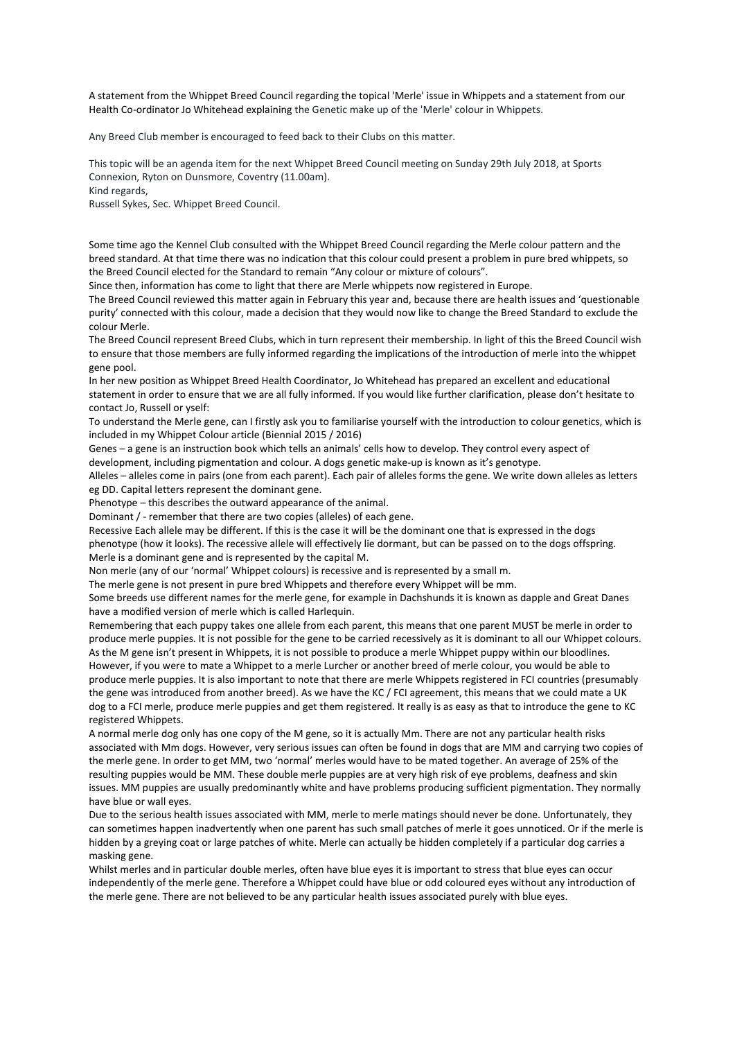A statement from the Whippet Breed Council regarding the topical 'Merle' issue in Whippets and a statement from our Health Co-ordinator Jo Whitehead explaining the Genetic make up of the 'Merle' colour in Whippets.

Any Breed Club member is encouraged to feed back to their Clubs on this matter.

This topic will be an agenda item for the next Whippet Breed Council meeting on Sunday 29th July 2018, at Sports Connexion, Ryton on Dunsmore, Coventry (11.00am).
Kind regards,
Russell Sykes, Sec. Whippet Breed Council.

Some time ago the Kennel Club consulted with the Whippet Breed Council regarding the Merle colour pattern and the breed standard. At that time there was no indication that this colour could present a problem in pure bred whippets, so the Breed Council elected for the Standard to remain "Any colour or mixture of colours".

Since then, information has come to light that there are Merle whippets now registered in Europe.

The Breed Council reviewed this matter again in February this year and, because there are health issues and 'questionable purity' connected with this colour, made a decision that they would now like to change the Breed Standard to exclude the colour Merle.

The Breed Council represent Breed Clubs, which in turn represent their membership. In light of this the Breed Council wish to ensure that those members are fully informed regarding the implications of the introduction of merle into the whippet gene pool.

In her new position as Whippet Breed Health Coordinator, Jo Whitehead has prepared an excellent and educational statement in order to ensure that we are all fully informed. If you would like further clarification, please don't hesitate to contact Jo, Russell or yself:

To understand the Merle gene, can I firstly ask you to familiarise yourself with the introduction to colour genetics, which is included in my Whippet Colour article (Biennial 2015 / 2016)

Genes – a gene is an instruction book which tells an animals' cells how to develop. They control every aspect of development, including pigmentation and colour. A dogs genetic make-up is known as it's genotype.

Alleles – alleles come in pairs (one from each parent). Each pair of alleles forms the gene. We write down alleles as letters eg DD. Capital letters represent the dominant gene.

Phenotype – this describes the outward appearance of the animal.

Dominant / - remember that there are two copies (alleles) of each gene.

Recessive Each allele may be different. If this is the case it will be the dominant one that is expressed in the dogs phenotype (how it looks). The recessive allele will effectively lie dormant, but can be passed on to the dogs offspring.

Merle is a dominant gene and is represented by the capital M.

Non merle (any of our 'normal' Whippet colours) is recessive and is represented by a small m.

The merle gene is not present in pure bred Whippets and therefore every Whippet will be mm.

Some breeds use different names for the merle gene, for example in Dachshunds it is known as dapple and Great Danes have a modified version of merle which is called Harlequin.

Remembering that each puppy takes one allele from each parent, this means that one parent MUST be merle in order to produce merle puppies. It is not possible for the gene to be carried recessively as it is dominant to all our Whippet colours.

As the M gene isn't present in Whippets, it is not possible to produce a merle Whippet puppy within our bloodlines. However, if you were to mate a Whippet to a merle Lurcher or another breed of merle colour, you would be able to produce merle puppies. It is also important to note that there are merle Whippets registered in FCI countries (presumably the gene was introduced from another breed). As we have the KC / FCI agreement, this means that we could mate a UK dog to a FCI merle, produce merle puppies and get them registered. It really is as easy as that to introduce the gene to KC registered Whippets.

A normal merle dog only has one copy of the M gene, so it is actually Mm. There are not any particular health risks associated with Mm dogs. However, very serious issues can often be found in dogs that are MM and carrying two copies of the merle gene. In order to get MM, two 'normal' merles would have to be mated together. An average of 25% of the resulting puppies would be MM. These double merle puppies are at very high risk of eye problems, deafness and skin issues. MM puppies are usually predominantly white and have problems producing sufficient pigmentation. They normally have blue or wall eyes.

Due to the serious health issues associated with MM, merle to merle matings should never be done. Unfortunately, they can sometimes happen inadvertently when one parent has such small patches of merle it goes unnoticed. Or if the merle is hidden by a greying coat or large patches of white. Merle can actually be hidden completely if a particular dog carries a masking gene.

Whilst merles and in particular double merles, often have blue eyes it is important to stress that blue eyes can occur independently of the merle gene. Therefore a Whippet could have blue or odd coloured eyes without any introduction of the merle gene. There are not believed to be any particular health issues associated purely with blue eyes.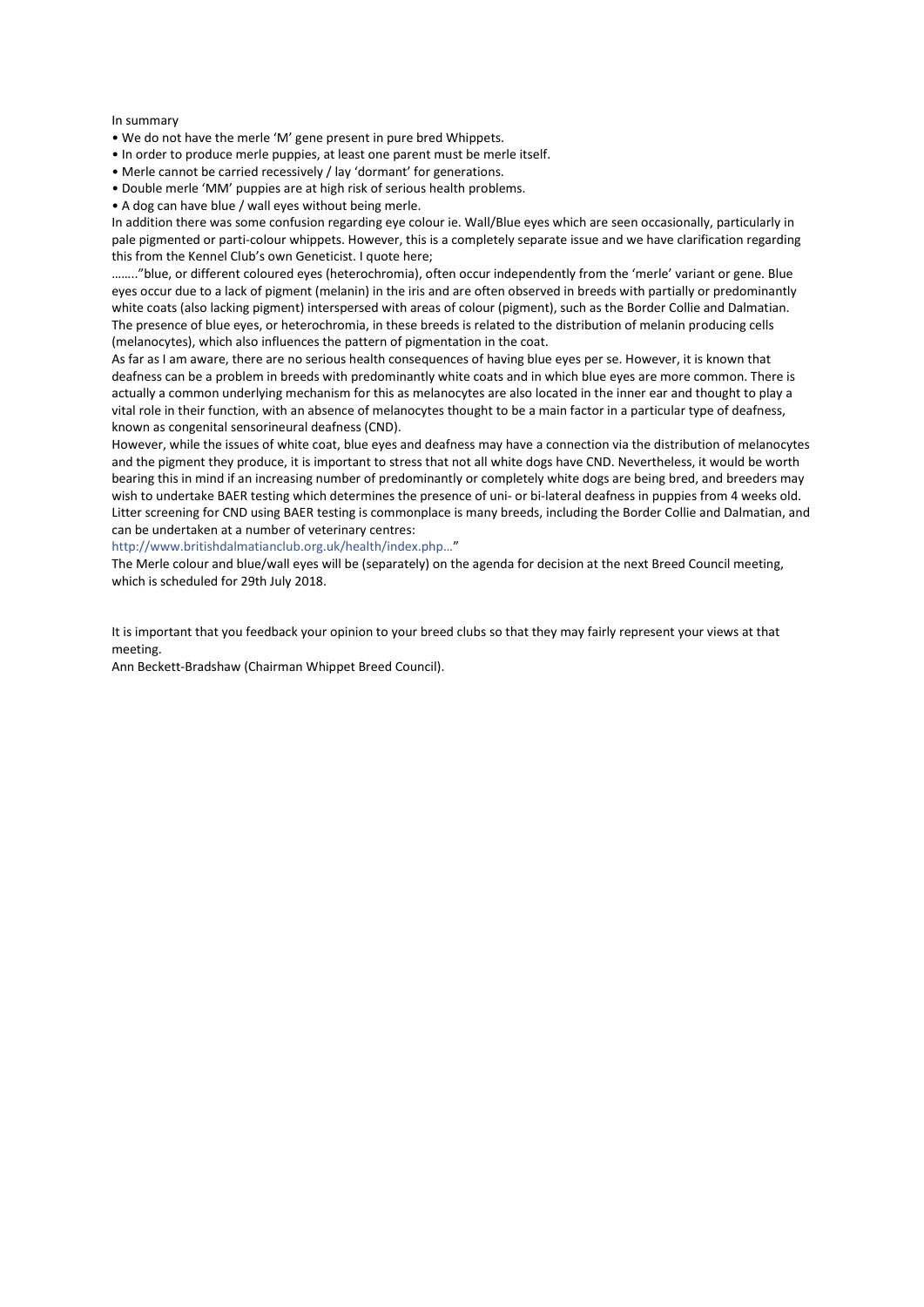In summary

- We do not have the merle 'M' gene present in pure bred Whippets.
- In order to produce merle puppies, at least one parent must be merle itself.
- Merle cannot be carried recessively / lay 'dormant' for generations.
- Double merle 'MM' puppies are at high risk of serious health problems.
- A dog can have blue / wall eyes without being merle.

In addition there was some confusion regarding eye colour ie. Wall/Blue eyes which are seen occasionally, particularly in pale pigmented or parti-colour whippets. However, this is a completely separate issue and we have clarification regarding this from the Kennel Club's own Geneticist. I quote here;

……."blue, or different coloured eyes (heterochromia), often occur independently from the 'merle' variant or gene. Blue eyes occur due to a lack of pigment (melanin) in the iris and are often observed in breeds with partially or predominantly white coats (also lacking pigment) interspersed with areas of colour (pigment), such as the Border Collie and Dalmatian. The presence of blue eyes, or heterochromia, in these breeds is related to the distribution of melanin producing cells (melanocytes), which also influences the pattern of pigmentation in the coat.

As far as I am aware, there are no serious health consequences of having blue eyes per se. However, it is known that deafness can be a problem in breeds with predominantly white coats and in which blue eyes are more common. There is actually a common underlying mechanism for this as melanocytes are also located in the inner ear and thought to play a vital role in their function, with an absence of melanocytes thought to be a main factor in a particular type of deafness, known as congenital sensorineural deafness (CND).

However, while the issues of white coat, blue eyes and deafness may have a connection via the distribution of melanocytes and the pigment they produce, it is important to stress that not all white dogs have CND. Nevertheless, it would be worth bearing this in mind if an increasing number of predominantly or completely white dogs are being bred, and breeders may wish to undertake BAER testing which determines the presence of uni- or bi-lateral deafness in puppies from 4 weeks old. Litter screening for CND using BAER testing is commonplace is many breeds, including the Border Collie and Dalmatian, and can be undertaken at a number of veterinary centres:

http://www.britishdalmatianclub.org.uk/health/index.php…"

The Merle colour and blue/wall eyes will be (separately) on the agenda for decision at the next Breed Council meeting, which is scheduled for 29th July 2018.

It is important that you feedback your opinion to your breed clubs so that they may fairly represent your views at that meeting.

Ann Beckett-Bradshaw (Chairman Whippet Breed Council).